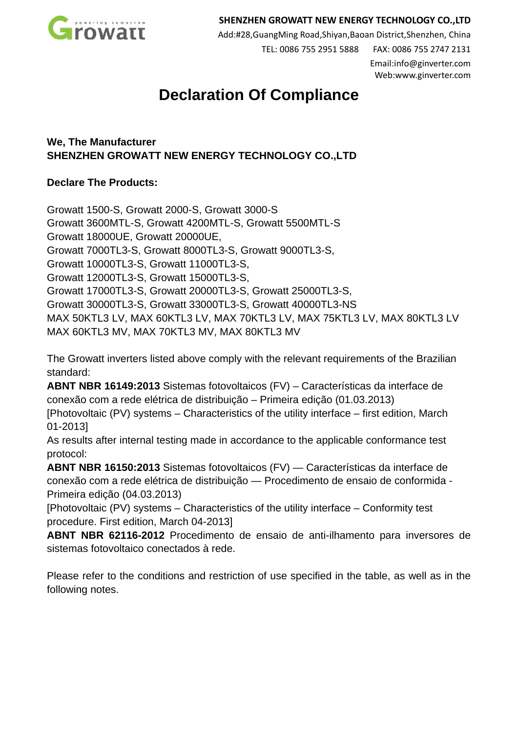**SHENZHEN GROWATT NEW ENERGY TECHNOLOGY CO.,LTD**
Add:#28,GuangMing Road,Shiyan,Baoan District,Shenzhen, China
TEL: 0086 755 2951 5888 FAX: 0086 755 2747 2131
Email:info@ginverter.com
Web:www.ginverter.com

# Declaration Of Compliance

**We, The Manufacturer**
**SHENZHEN GROWATT NEW ENERGY TECHNOLOGY CO.,LTD**

**Declare The Products:**

Growatt 1500-S, Growatt 2000-S, Growatt 3000-S
Growatt 3600MTL-S, Growatt 4200MTL-S, Growatt 5500MTL-S
Growatt 18000UE, Growatt 20000UE,
Growatt 7000TL3-S, Growatt 8000TL3-S, Growatt 9000TL3-S,
Growatt 10000TL3-S, Growatt 11000TL3-S,
Growatt 12000TL3-S, Growatt 15000TL3-S,
Growatt 17000TL3-S, Growatt 20000TL3-S, Growatt 25000TL3-S,
Growatt 30000TL3-S, Growatt 33000TL3-S, Growatt 40000TL3-NS
MAX 50KTL3 LV, MAX 60KTL3 LV, MAX 70KTL3 LV, MAX 75KTL3 LV, MAX 80KTL3 LV
MAX 60KTL3 MV, MAX 70KTL3 MV, MAX 80KTL3 MV

The Growatt inverters listed above comply with the relevant requirements of the Brazilian standard:
**ABNT NBR 16149:2013** Sistemas fotovoltaicos (FV) – Características da interface de conexão com a rede elétrica de distribuição – Primeira edição (01.03.2013)
[Photovoltaic (PV) systems – Characteristics of the utility interface – first edition, March 01-2013]
As results after internal testing made in accordance to the applicable conformance test protocol:
**ABNT NBR 16150:2013** Sistemas fotovoltaicos (FV) — Características da interface de conexão com a rede elétrica de distribuição — Procedimento de ensaio de conformida - Primeira edição (04.03.2013)
[Photovoltaic (PV) systems – Characteristics of the utility interface – Conformity test procedure. First edition, March 04-2013]
**ABNT NBR 62116-2012** Procedimento de ensaio de anti-ilhamento para inversores de sistemas fotovoltaico conectados à rede.

Please refer to the conditions and restriction of use specified in the table, as well as in the following notes.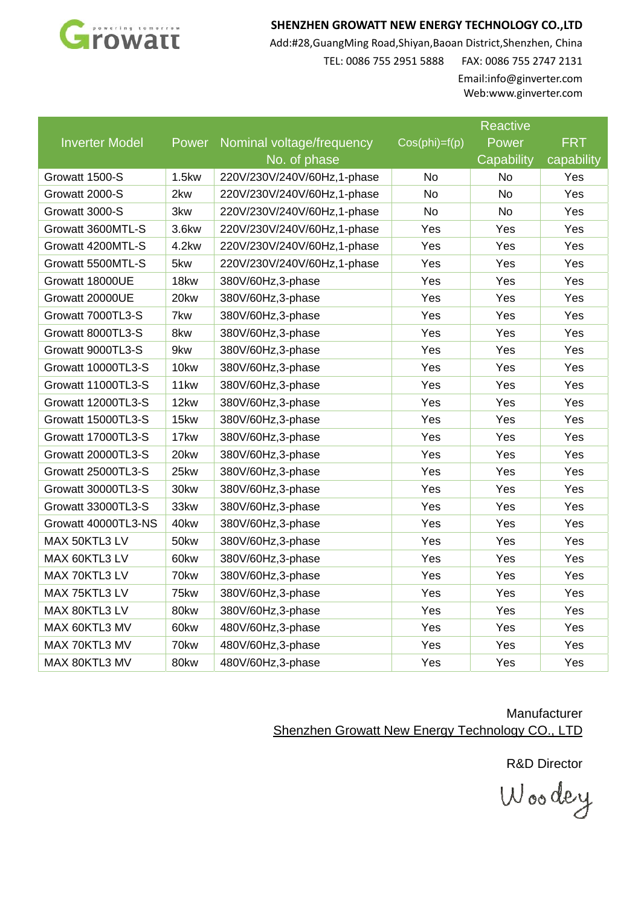**SHENZHEN GROWATT NEW ENERGY TECHNOLOGY CO.,LTD**

Add:#28,GuangMing Road,Shiyan,Baoan District,Shenzhen, China

TEL: 0086 755 2951 5888 FAX: 0086 755 2747 2131

Email:info@ginverter.com

Web:www.ginverter.com

| Inverter Model | Power | Nominal voltage/frequency No. of phase | Cos(phi)=f(p) | Reactive Power Capability | FRT capability |
|---|---|---|---|---|---|
| Growatt 1500-S | 1.5kw | 220V/230V/240V/60Hz,1-phase | No | No | Yes |
| Growatt 2000-S | 2kw | 220V/230V/240V/60Hz,1-phase | No | No | Yes |
| Growatt 3000-S | 3kw | 220V/230V/240V/60Hz,1-phase | No | No | Yes |
| Growatt 3600MTL-S | 3.6kw | 220V/230V/240V/60Hz,1-phase | Yes | Yes | Yes |
| Growatt 4200MTL-S | 4.2kw | 220V/230V/240V/60Hz,1-phase | Yes | Yes | Yes |
| Growatt 5500MTL-S | 5kw | 220V/230V/240V/60Hz,1-phase | Yes | Yes | Yes |
| Growatt 18000UE | 18kw | 380V/60Hz,3-phase | Yes | Yes | Yes |
| Growatt 20000UE | 20kw | 380V/60Hz,3-phase | Yes | Yes | Yes |
| Growatt 7000TL3-S | 7kw | 380V/60Hz,3-phase | Yes | Yes | Yes |
| Growatt 8000TL3-S | 8kw | 380V/60Hz,3-phase | Yes | Yes | Yes |
| Growatt 9000TL3-S | 9kw | 380V/60Hz,3-phase | Yes | Yes | Yes |
| Growatt 10000TL3-S | 10kw | 380V/60Hz,3-phase | Yes | Yes | Yes |
| Growatt 11000TL3-S | 11kw | 380V/60Hz,3-phase | Yes | Yes | Yes |
| Growatt 12000TL3-S | 12kw | 380V/60Hz,3-phase | Yes | Yes | Yes |
| Growatt 15000TL3-S | 15kw | 380V/60Hz,3-phase | Yes | Yes | Yes |
| Growatt 17000TL3-S | 17kw | 380V/60Hz,3-phase | Yes | Yes | Yes |
| Growatt 20000TL3-S | 20kw | 380V/60Hz,3-phase | Yes | Yes | Yes |
| Growatt 25000TL3-S | 25kw | 380V/60Hz,3-phase | Yes | Yes | Yes |
| Growatt 30000TL3-S | 30kw | 380V/60Hz,3-phase | Yes | Yes | Yes |
| Growatt 33000TL3-S | 33kw | 380V/60Hz,3-phase | Yes | Yes | Yes |
| Growatt 40000TL3-NS | 40kw | 380V/60Hz,3-phase | Yes | Yes | Yes |
| MAX 50KTL3 LV | 50kw | 380V/60Hz,3-phase | Yes | Yes | Yes |
| MAX 60KTL3 LV | 60kw | 380V/60Hz,3-phase | Yes | Yes | Yes |
| MAX 70KTL3 LV | 70kw | 380V/60Hz,3-phase | Yes | Yes | Yes |
| MAX 75KTL3 LV | 75kw | 380V/60Hz,3-phase | Yes | Yes | Yes |
| MAX 80KTL3 LV | 80kw | 380V/60Hz,3-phase | Yes | Yes | Yes |
| MAX 60KTL3 MV | 60kw | 480V/60Hz,3-phase | Yes | Yes | Yes |
| MAX 70KTL3 MV | 70kw | 480V/60Hz,3-phase | Yes | Yes | Yes |
| MAX 80KTL3 MV | 80kw | 480V/60Hz,3-phase | Yes | Yes | Yes |

Manufacturer

Shenzhen Growatt New Energy Technology CO., LTD

R&D Director

Woodey